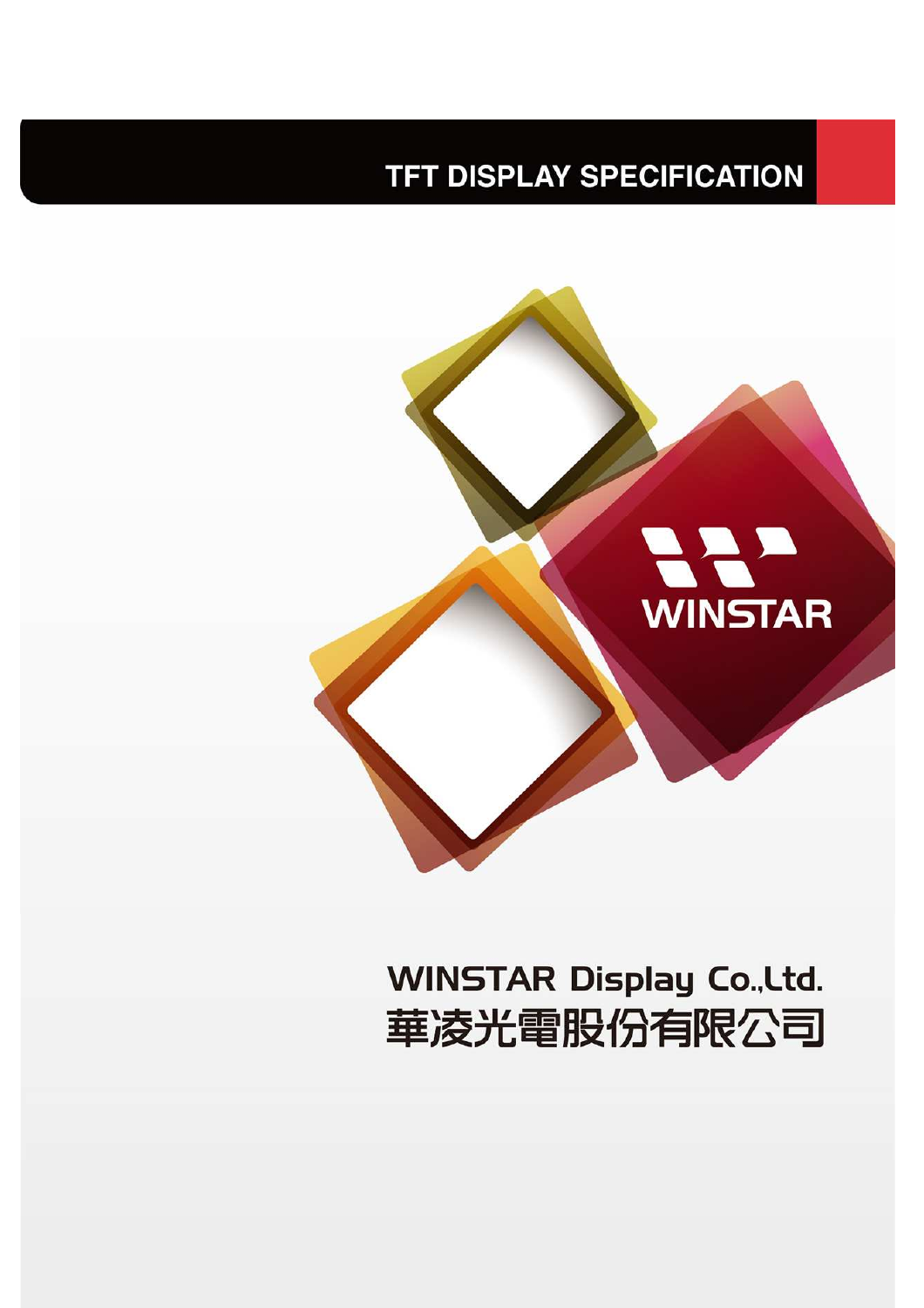# TFT DISPLAY SPECIFICATION

WINSTAR

**WINSTAR Display Co.,Ltd.**

**華凌光電股份有限公司**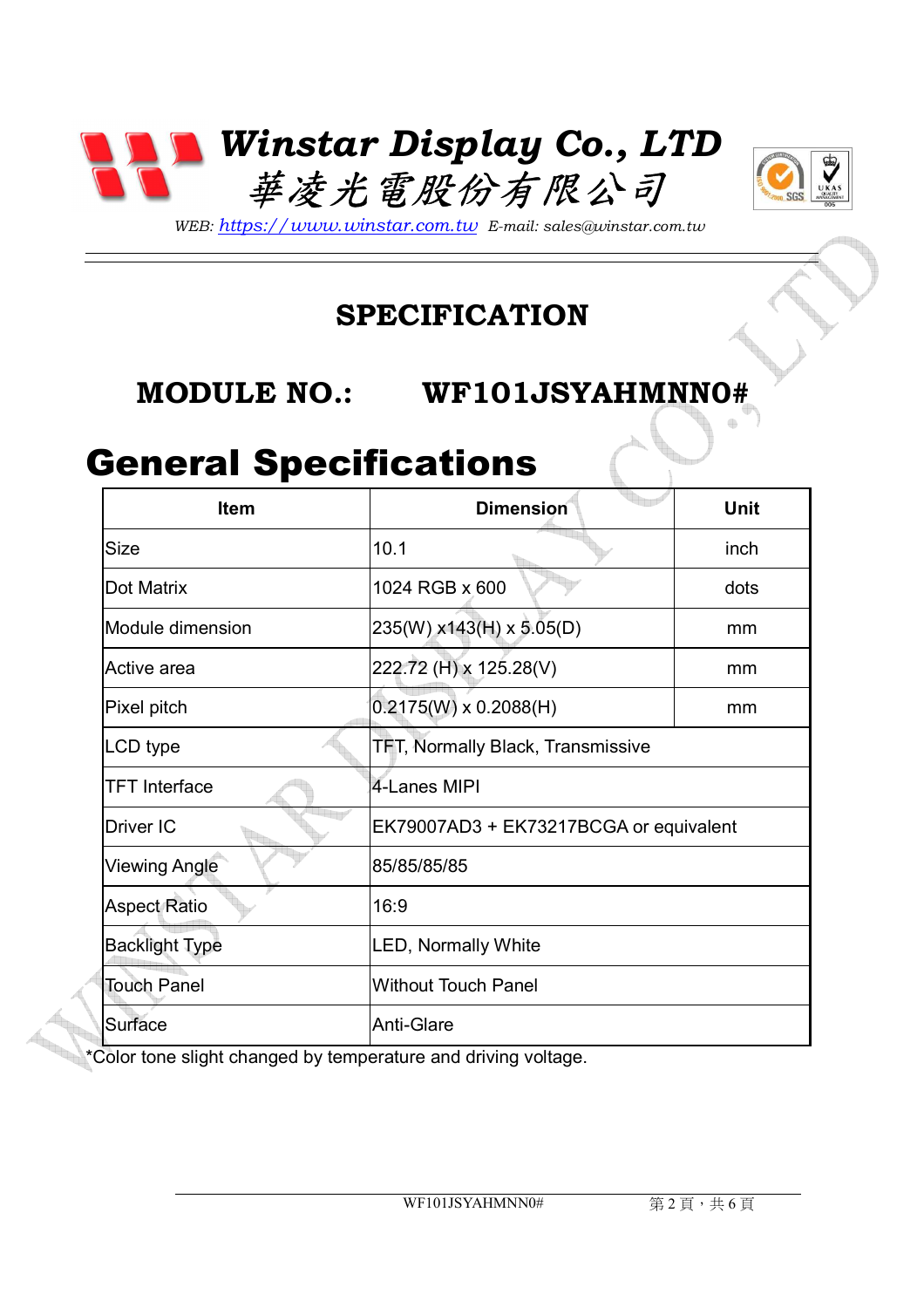# Winstar Display Co., LTD

# 華凌光電股份有限公司

*WEB: https://www.winstar.com.tw E-mail: sales@winstar.com.tw*

---

## SPECIFICATION

## MODULE NO.: WF101JSYAHMNN0#

# General Specifications

| Item | Dimension | Unit |
|---|---|---|
| Size | 10.1 | inch |
| Dot Matrix | 1024 RGB x 600 | dots |
| Module dimension | 235(W) x143(H) x 5.05(D) | mm |
| Active area | 222.72 (H) x 125.28(V) | mm |
| Pixel pitch | 0.2175(W) x 0.2088(H) | mm |
| LCD type | TFT, Normally Black, Transmissive | |
| TFT Interface | 4-Lanes MIPI | |
| Driver IC | EK79007AD3 + EK73217BCGA or equivalent | |
| Viewing Angle | 85/85/85/85 | |
| Aspect Ratio | 16:9 | |
| Backlight Type | LED, Normally White | |
| Touch Panel | Without Touch Panel | |
| Surface | Anti-Glare | |

*Color tone slight changed by temperature and driving voltage.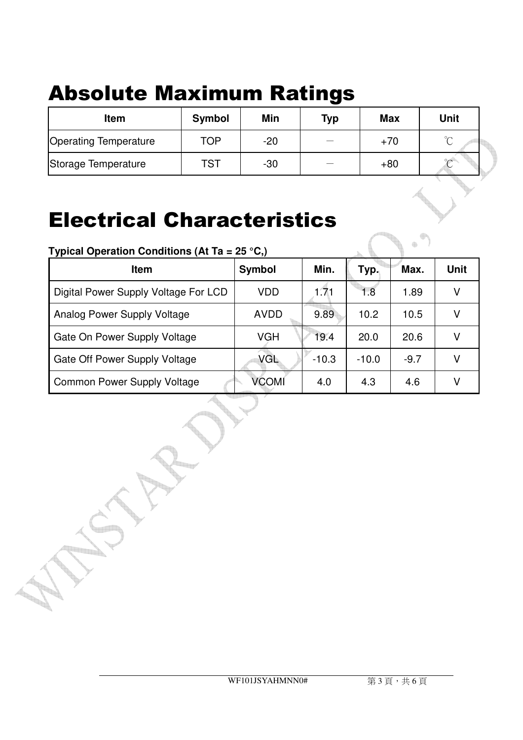# Absolute Maximum Ratings

| Item | Symbol | Min | Typ | Max | Unit |
|---|---|---|---|---|---|
| Operating Temperature | TOP | -20 | － | +70 | ℃ |
| Storage Temperature | TST | -30 | － | +80 | ℃ |

# Electrical Characteristics

**Typical Operation Conditions (At Ta = 25 °C,)**

| Item | Symbol | Min. | Typ. | Max. | Unit |
|---|---|---|---|---|---|
| Digital Power Supply Voltage For LCD | VDD | 1.71 | 1.8 | 1.89 | V |
| Analog Power Supply Voltage | AVDD | 9.89 | 10.2 | 10.5 | V |
| Gate On Power Supply Voltage | VGH | 19.4 | 20.0 | 20.6 | V |
| Gate Off Power Supply Voltage | VGL | -10.3 | -10.0 | -9.7 | V |
| Common Power Supply Voltage | VCOMI | 4.0 | 4.3 | 4.6 | V |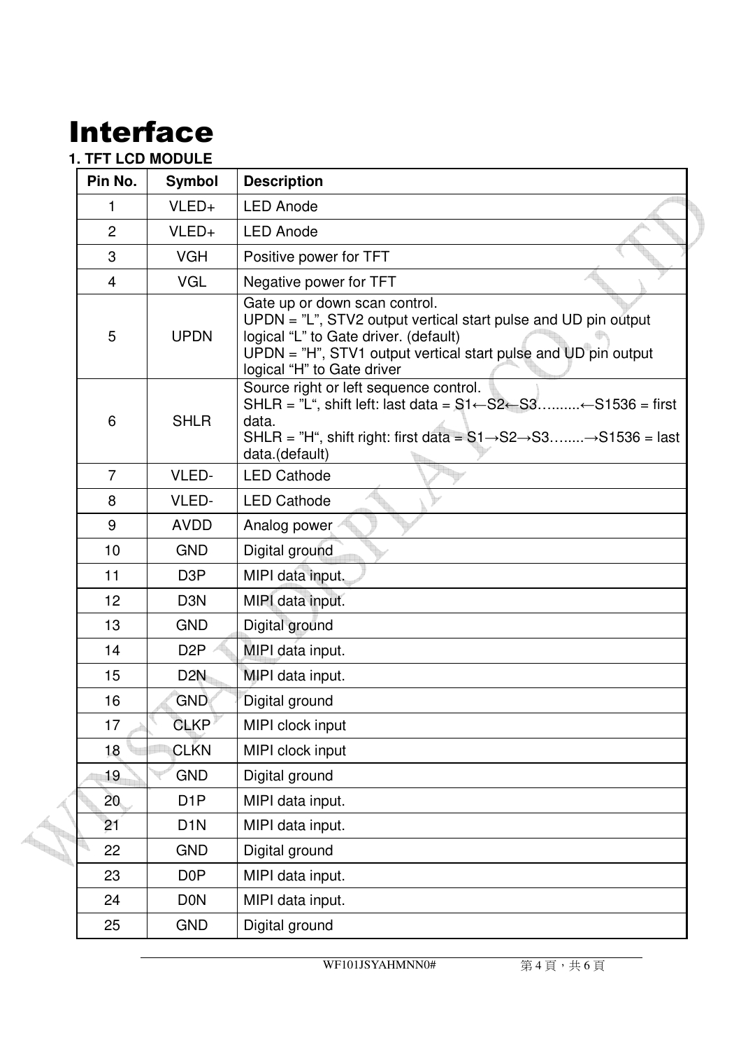# Interface

**1. TFT LCD MODULE**

| Pin No. | Symbol | Description |
|---|---|---|
| 1 | VLED+ | LED Anode |
| 2 | VLED+ | LED Anode |
| 3 | VGH | Positive power for TFT |
| 4 | VGL | Negative power for TFT |
| 5 | UPDN | Gate up or down scan control.<br>UPDN = "L", STV2 output vertical start pulse and UD pin output logical "L" to Gate driver. (default)<br>UPDN = "H", STV1 output vertical start pulse and UD pin output logical "H" to Gate driver |
| 6 | SHLR | Source right or left sequence control.<br>SHLR = "L", shift left: last data = S1←S2←S3….......←S1536 = first data.<br>SHLR = "H", shift right: first data = S1→S2→S3….....→S1536 = last data.(default) |
| 7 | VLED- | LED Cathode |
| 8 | VLED- | LED Cathode |
| 9 | AVDD | Analog power |
| 10 | GND | Digital ground |
| 11 | D3P | MIPI data input. |
| 12 | D3N | MIPI data input. |
| 13 | GND | Digital ground |
| 14 | D2P | MIPI data input. |
| 15 | D2N | MIPI data input. |
| 16 | GND | Digital ground |
| 17 | CLKP | MIPI clock input |
| 18 | CLKN | MIPI clock input |
| 19 | GND | Digital ground |
| 20 | D1P | MIPI data input. |
| 21 | D1N | MIPI data input. |
| 22 | GND | Digital ground |
| 23 | D0P | MIPI data input. |
| 24 | D0N | MIPI data input. |
| 25 | GND | Digital ground |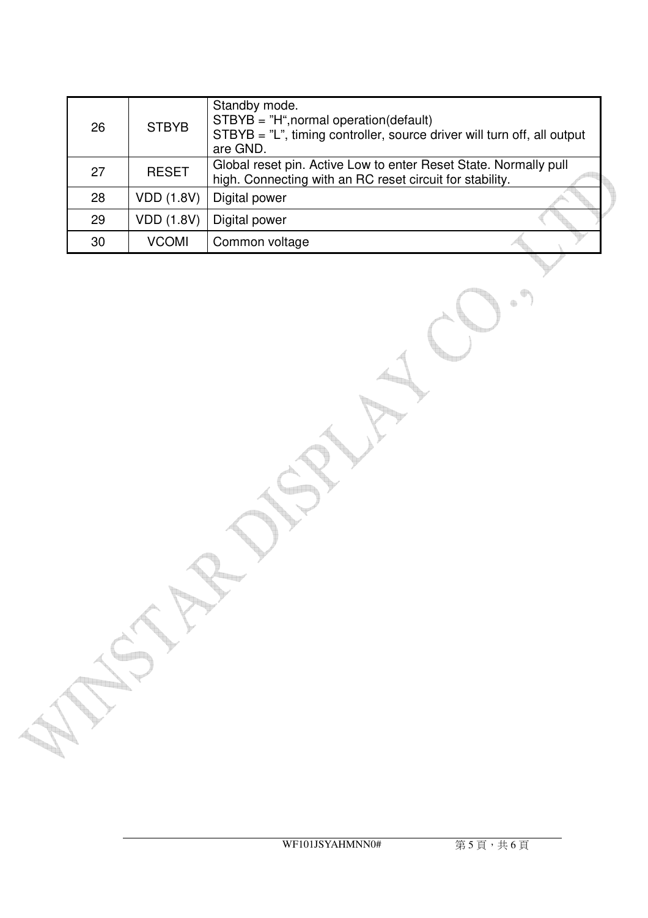| 26 | STBYB | Standby mode.<br>STBYB = ”H“,normal operation(default)<br>STBYB = ”L”, timing controller, source driver will turn off, all output are GND. |
|---|---|---|
| 27 | RESET | Global reset pin. Active Low to enter Reset State. Normally pull high. Connecting with an RC reset circuit for stability. |
| 28 | VDD (1.8V) | Digital power |
| 29 | VDD (1.8V) | Digital power |
| 30 | VCOMI | Common voltage |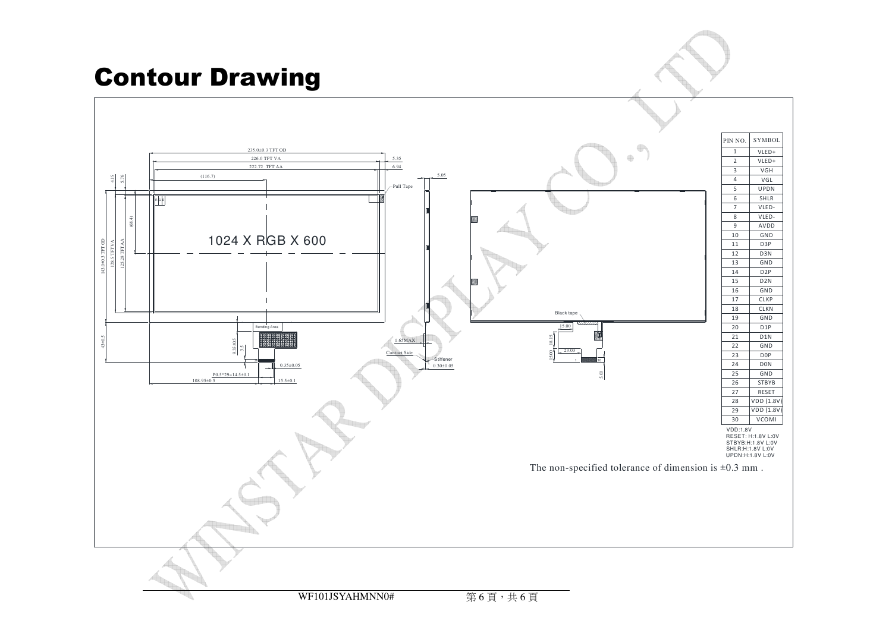# Contour Drawing

235.0±0.3 TFT OD
226.0 TFT VA
222.72 TFT AA
5.35
6.94
(116.7)
4.15
5.76
5.05
Pull Tape
143.0±0.3 TFT OD
128.5 TFT VA
125.28 TFT AA
(68.4)

1024 X RGB X 600

43±0.5
Bending Area
9.35±0.5
1.5
0.35±0.05
P0.5*29=14.5±0.1
108.95±0.5
15.5±0.1
1.65MAX
Contact Side
Stiffener
0.30±0.05
Black tape
15.00
18.15
23.03
15.00
5.00

| PIN NO. | SYMBOL |
|---|---|
| 1 | VLED+ |
| 2 | VLED+ |
| 3 | VGH |
| 4 | VGL |
| 5 | UPDN |
| 6 | SHLR |
| 7 | VLED- |
| 8 | VLED- |
| 9 | AVDD |
| 10 | GND |
| 11 | D3P |
| 12 | D3N |
| 13 | GND |
| 14 | D2P |
| 15 | D2N |
| 16 | GND |
| 17 | CLKP |
| 18 | CLKN |
| 19 | GND |
| 20 | D1P |
| 21 | D1N |
| 22 | GND |
| 23 | D0P |
| 24 | D0N |
| 25 | GND |
| 26 | STBYB |
| 27 | RESET |
| 28 | VDD (1.8V) |
| 29 | VDD (1.8V) |
| 30 | VCOMI |

VDD:1.8V
RESET: H:1.8V L:0V
STBYB:H:1.8V L:0V
SHLR:H:1.8V L:0V
UPDN:H:1.8V L:0V

The non-specified tolerance of dimension is ±0.3 mm .